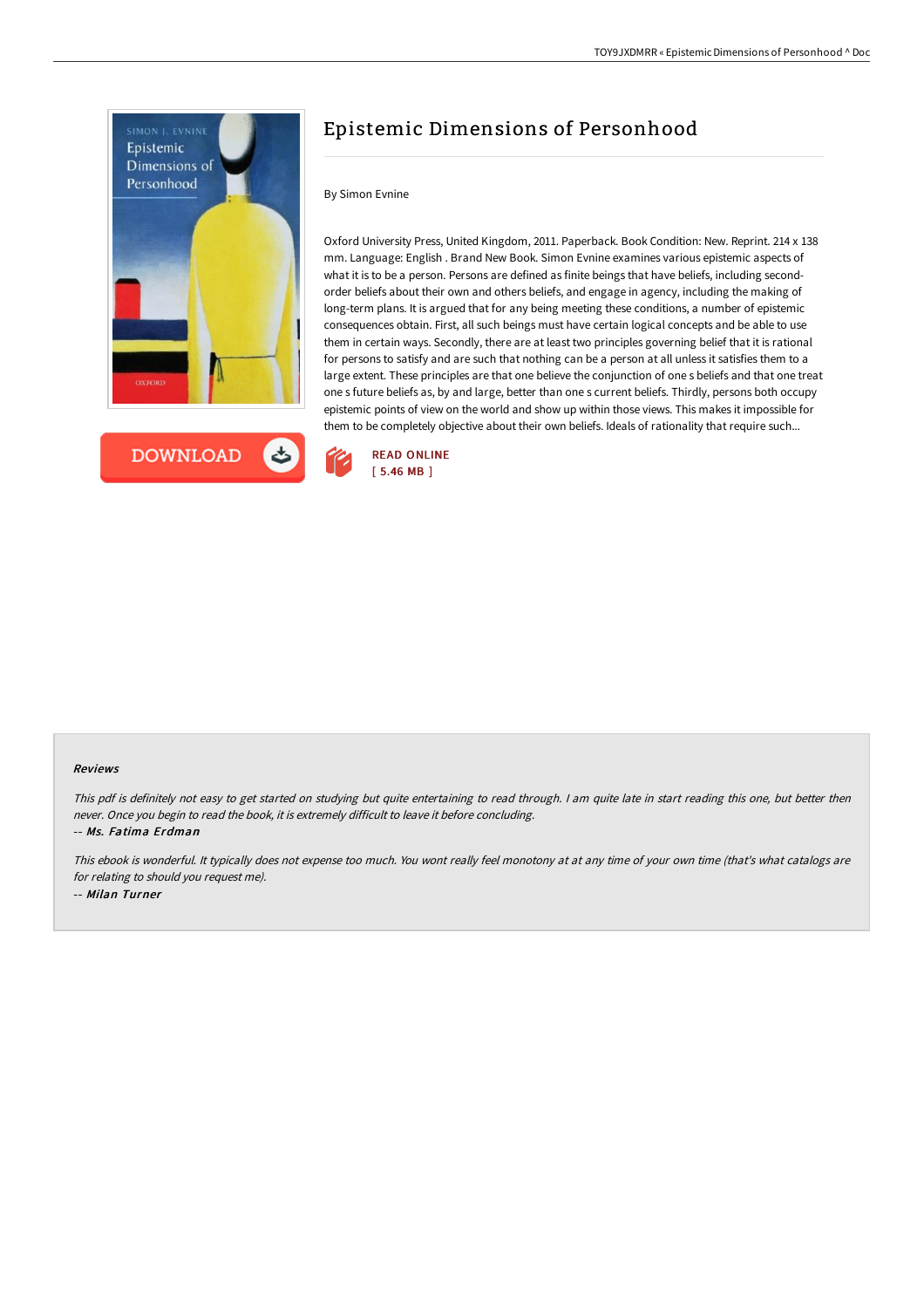# Epistemic Dimensions of Personhood

By Simon Evnine

Oxford University Press, United Kingdom, 2011. Paperback. Book Condition: New. Reprint. 214 x 138 mm. Language: English . Brand New Book. Simon Evnine examines various epistemic aspects of what it is to be a person. Persons are defined as finite beings that have beliefs, including second-order beliefs about their own and others beliefs, and engage in agency, including the making of long-term plans. It is argued that for any being meeting these conditions, a number of epistemic consequences obtain. First, all such beings must have certain logical concepts and be able to use them in certain ways. Secondly, there are at least two principles governing belief that it is rational for persons to satisfy and are such that nothing can be a person at all unless it satisfies them to a large extent. These principles are that one believe the conjunction of one s beliefs and that one treat one s future beliefs as, by and large, better than one s current beliefs. Thirdly, persons both occupy epistemic points of view on the world and show up within those views. This makes it impossible for them to be completely objective about their own beliefs. Ideals of rationality that require such...

DOWNLOAD

READ ONLINE
[ 5.46 MB ]

## Reviews

*This pdf is definitely not easy to get started on studying but quite entertaining to read through. I am quite late in start reading this one, but better then never. Once you begin to read the book, it is extremely difficult to leave it before concluding.*

*-- Ms. Fatima Erdman*

*This ebook is wonderful. It typically does not expense too much. You wont really feel monotony at at any time of your own time (that's what catalogs are for relating to should you request me).*

*-- Milan Turner*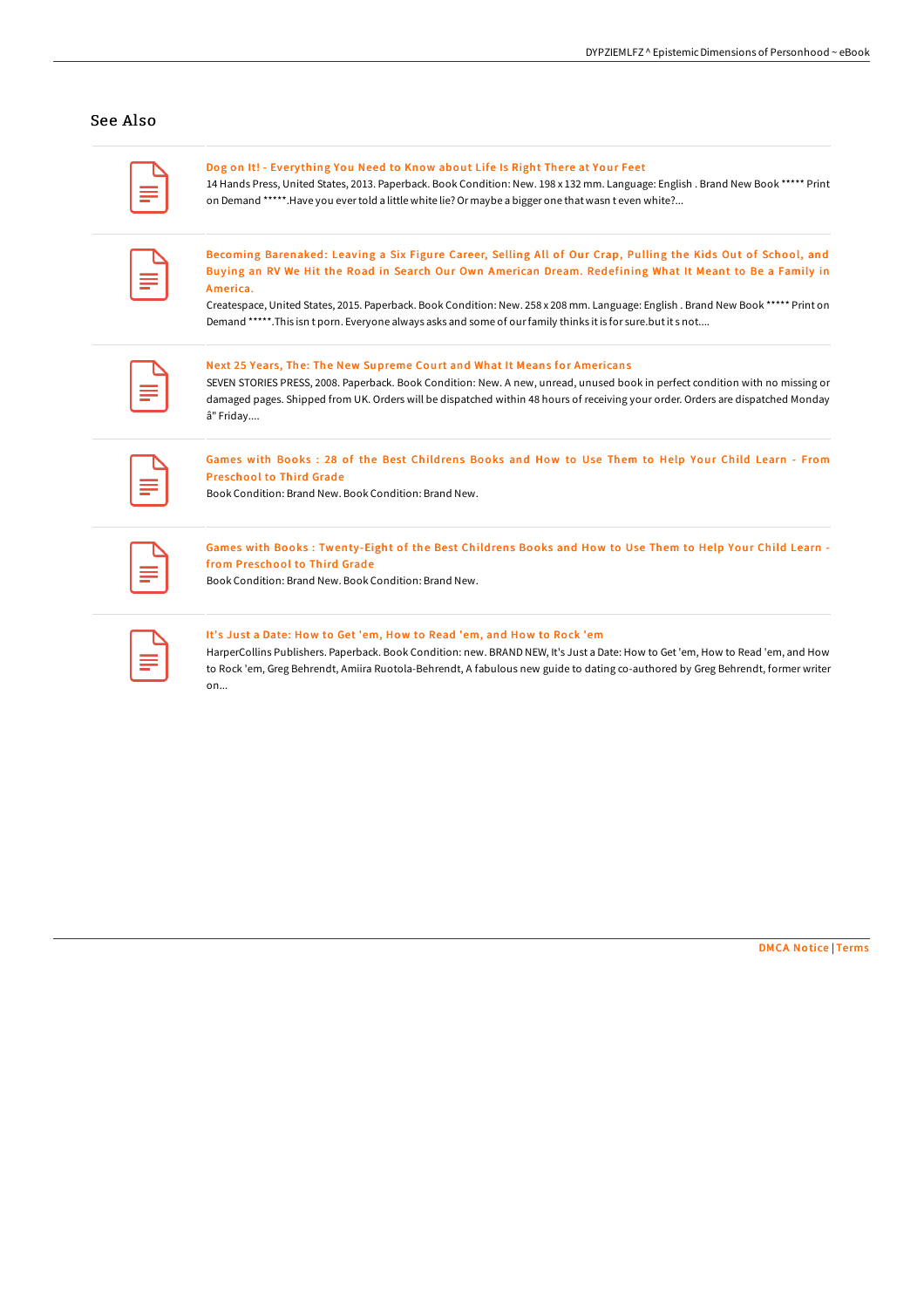## See Also

### Dog on It! - Everything You Need to Know about Life Is Right There at Your Feet

14 Hands Press, United States, 2013. Paperback. Book Condition: New. 198 x 132 mm. Language: English . Brand New Book ***** Print on Demand *****.Have you ever told a little white lie? Or maybe a bigger one that wasn t even white?...

### Becoming Barenaked: Leaving a Six Figure Career, Selling All of Our Crap, Pulling the Kids Out of School, and Buying an RV We Hit the Road in Search Our Own American Dream. Redefining What It Meant to Be a Family in America.

Createspace, United States, 2015. Paperback. Book Condition: New. 258 x 208 mm. Language: English . Brand New Book ***** Print on Demand *****.This isn t porn. Everyone always asks and some of our family thinks it is for sure.but it s not....

### Next 25 Years, The: The New Supreme Court and What It Means for Americans

SEVEN STORIES PRESS, 2008. Paperback. Book Condition: New. A new, unread, unused book in perfect condition with no missing or damaged pages. Shipped from UK. Orders will be dispatched within 48 hours of receiving your order. Orders are dispatched Monday â" Friday....

### Games with Books : 28 of the Best Childrens Books and How to Use Them to Help Your Child Learn - From Preschool to Third Grade

Book Condition: Brand New. Book Condition: Brand New.

### Games with Books : Twenty-Eight of the Best Childrens Books and How to Use Them to Help Your Child Learn - from Preschool to Third Grade

Book Condition: Brand New. Book Condition: Brand New.

### It's Just a Date: How to Get 'em, How to Read 'em, and How to Rock 'em

HarperCollins Publishers. Paperback. Book Condition: new. BRAND NEW, It's Just a Date: How to Get 'em, How to Read 'em, and How to Rock 'em, Greg Behrendt, Amiira Ruotola-Behrendt, A fabulous new guide to dating co-authored by Greg Behrendt, former writer on...

DMCA Notice | Terms